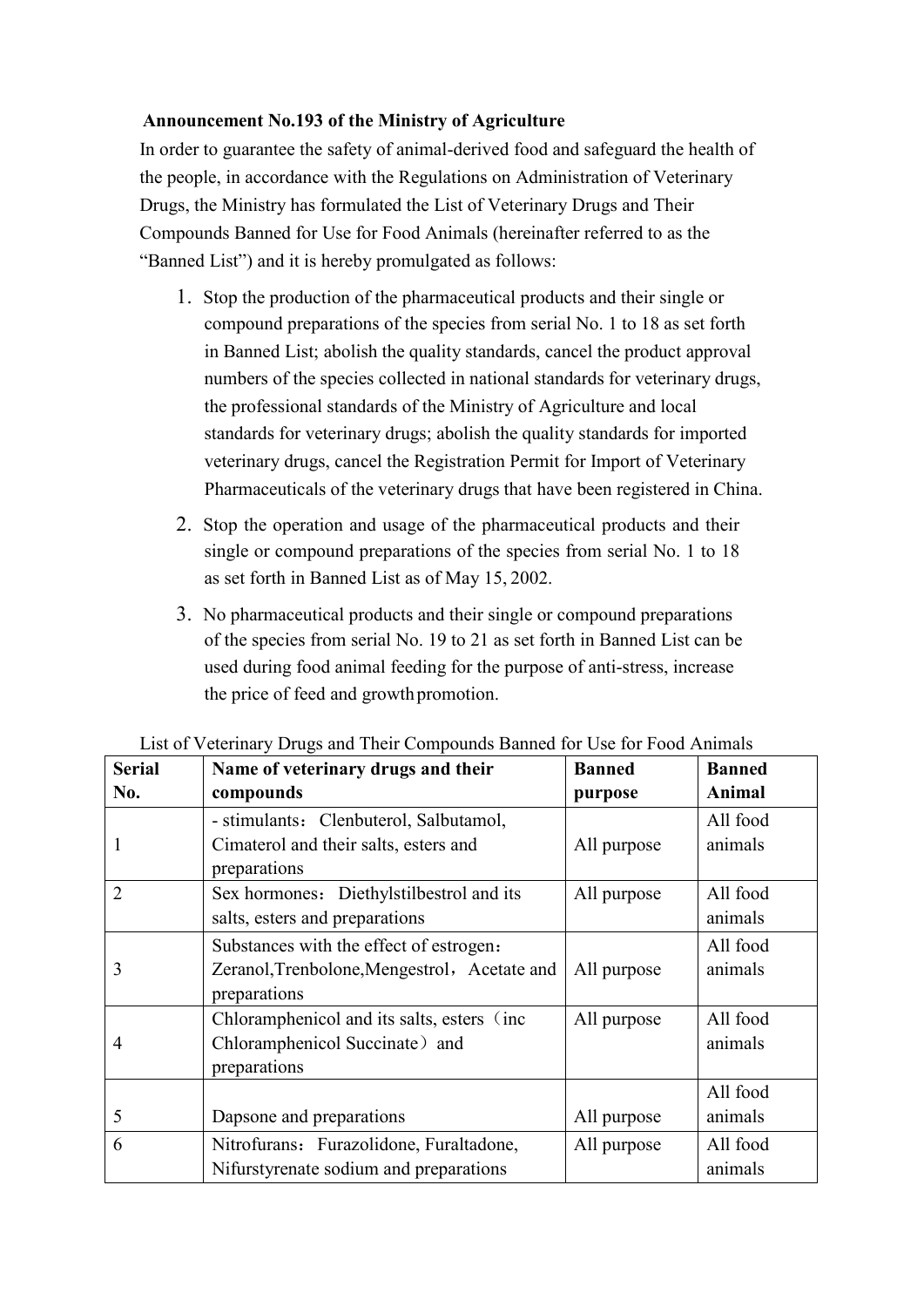**Announcement No.193 of the Ministry of Agriculture**

In order to guarantee the safety of animal-derived food and safeguard the health of the people, in accordance with the Regulations on Administration of Veterinary Drugs, the Ministry has formulated the List of Veterinary Drugs and Their Compounds Banned for Use for Food Animals (hereinafter referred to as the “Banned List”) and it is hereby promulgated as follows:

1. Stop the production of the pharmaceutical products and their single or compound preparations of the species from serial No. 1 to 18 as set forth in Banned List; abolish the quality standards, cancel the product approval numbers of the species collected in national standards for veterinary drugs, the professional standards of the Ministry of Agriculture and local standards for veterinary drugs; abolish the quality standards for imported veterinary drugs, cancel the Registration Permit for Import of Veterinary Pharmaceuticals of the veterinary drugs that have been registered in China.
2. Stop the operation and usage of the pharmaceutical products and their single or compound preparations of the species from serial No. 1 to 18 as set forth in Banned List as of May 15, 2002.
3. No pharmaceutical products and their single or compound preparations of the species from serial No. 19 to 21 as set forth in Banned List can be used during food animal feeding for the purpose of anti-stress, increase the price of feed and growth promotion.

List of Veterinary Drugs and Their Compounds Banned for Use for Food Animals

| Serial No. | Name of veterinary drugs and their compounds | Banned purpose | Banned Animal |
|---|---|---|---|
| 1 | - stimulants： Clenbuterol, Salbutamol, Cimaterol and their salts, esters and preparations | All purpose | All food animals |
| 2 | Sex hormones： Diethylstilbestrol and its salts, esters and preparations | All purpose | All food animals |
| 3 | Substances with the effect of estrogen： Zeranol,Trenbolone,Mengestrol，Acetate and preparations | All purpose | All food animals |
| 4 | Chloramphenicol and its salts, esters（inc Chloramphenicol Succinate）and preparations | All purpose | All food animals |
| 5 | Dapsone and preparations | All purpose | All food animals |
| 6 | Nitrofurans： Furazolidone, Furaltadone, Nifurstyrenate sodium and preparations | All purpose | All food animals |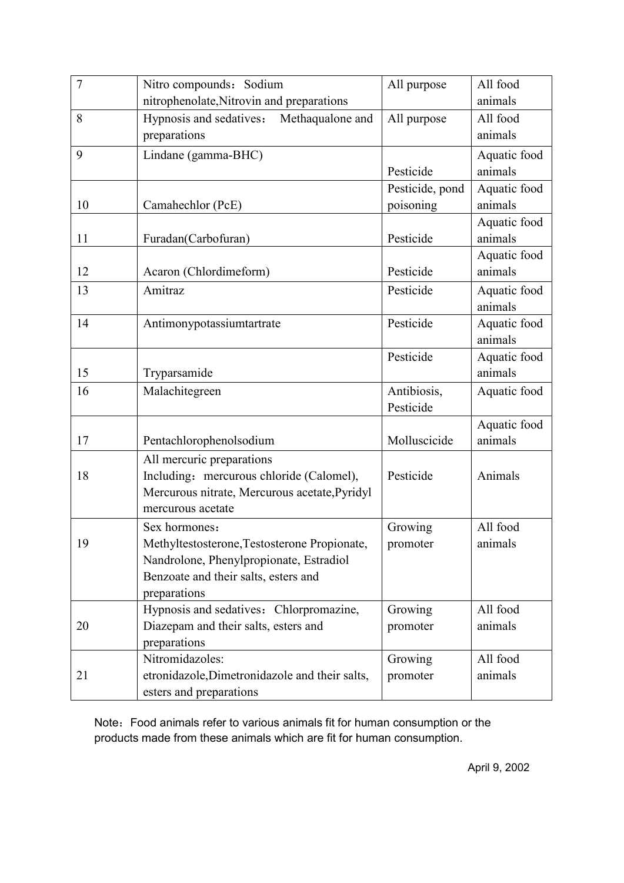| | | | |
|---|---|---|---|
| 7 | Nitro compounds：Sodium nitrophenolate,Nitrovin and preparations | All purpose | All food animals |
| 8 | Hypnosis and sedatives： Methaqualone and preparations | All purpose | All food animals |
| 9 | Lindane (gamma-BHC) | Pesticide | Aquatic food animals |
| 10 | Camahechlor (PcE) | Pesticide, pond poisoning | Aquatic food animals |
| 11 | Furadan(Carbofuran) | Pesticide | Aquatic food animals |
| 12 | Acaron (Chlordimeform) | Pesticide | Aquatic food animals |
| 13 | Amitraz | Pesticide | Aquatic food animals |
| 14 | Antimonypotassiumtartrate | Pesticide | Aquatic food animals |
| 15 | Tryparsamide | Pesticide | Aquatic food animals |
| 16 | Malachitegreen | Antibiosis, Pesticide | Aquatic food |
| 17 | Pentachlorophenolsodium | Molluscicide | Aquatic food animals |
| 18 | All mercuric preparations<br>Including：mercurous chloride (Calomel), Mercurous nitrate, Mercurous acetate,Pyridyl mercurous acetate | Pesticide | Animals |
| 19 | Sex hormones：<br>Methyltestosterone,Testosterone Propionate, Nandrolone, Phenylpropionate, Estradiol Benzoate and their salts, esters and preparations | Growing promoter | All food animals |
| 20 | Hypnosis and sedatives：Chlorpromazine, Diazepam and their salts, esters and preparations | Growing promoter | All food animals |
| 21 | Nitromidazoles:<br>etronidazole,Dimetronidazole and their salts, esters and preparations | Growing promoter | All food animals |

Note：Food animals refer to various animals fit for human consumption or the products made from these animals which are fit for human consumption.

April 9, 2002